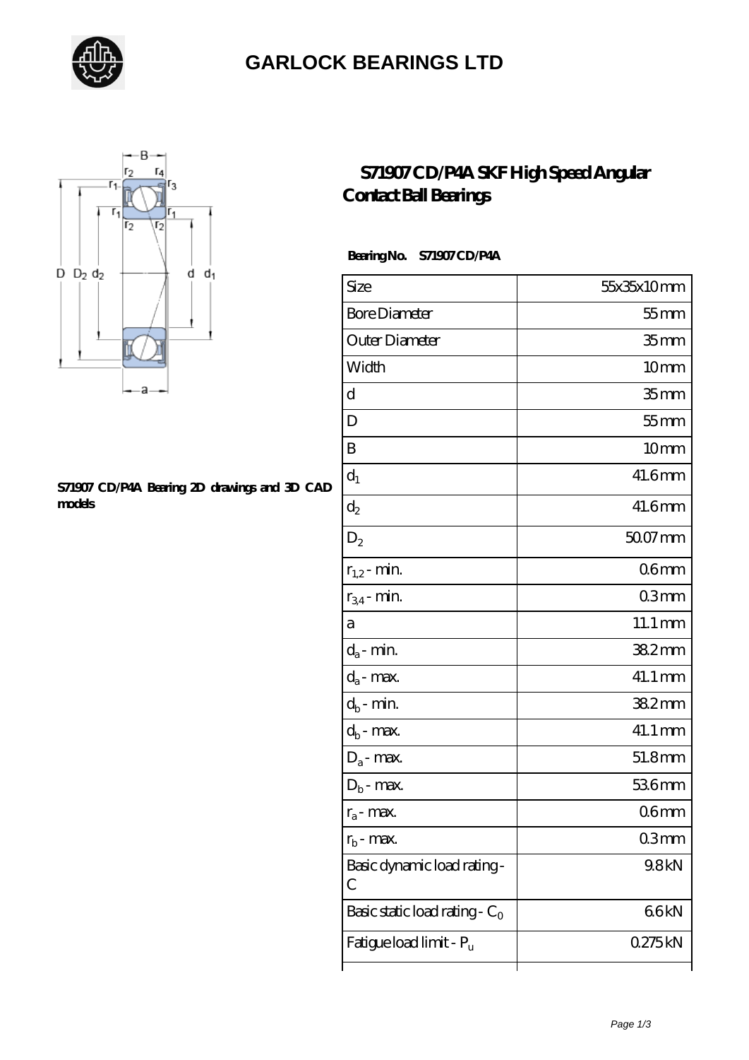# GARLOCK BEARINGS LTD

## S71907 CD/P4A SKF High Speed Angular Contact Ball Bearings

S71907 CD/P4A Bearing 2D drawings and 3D CAD models

**Bearing No. S71907 CD/P4A**

| Size | 55x35x10 mm |
|---|---|
| Bore Diameter | 55 mm |
| Outer Diameter | 35 mm |
| Width | 10 mm |
| d | 35 mm |
| D | 55 mm |
| B | 10 mm |
| $d_1$ | 41.6 mm |
| $d_2$ | 41.6 mm |
| $D_2$ | 50.07 mm |
| $r_{1,2}$ - min. | 0.6 mm |
| $r_{3,4}$ - min. | 0.3 mm |
| a | 11.1 mm |
| $d_a$ - min. | 38.2 mm |
| $d_a$ - max. | 41.1 mm |
| $d_b$ - min. | 38.2 mm |
| $d_b$ - max. | 41.1 mm |
| $D_a$ - max. | 51.8 mm |
| $D_b$ - max. | 53.6 mm |
| $r_a$ - max. | 0.6 mm |
| $r_b$ - max. | 0.3 mm |
| Basic dynamic load rating - C | 9.8 kN |
| Basic static load rating - $C_0$ | 6.6 kN |
| Fatigue load limit - $P_u$ | 0.275 kN |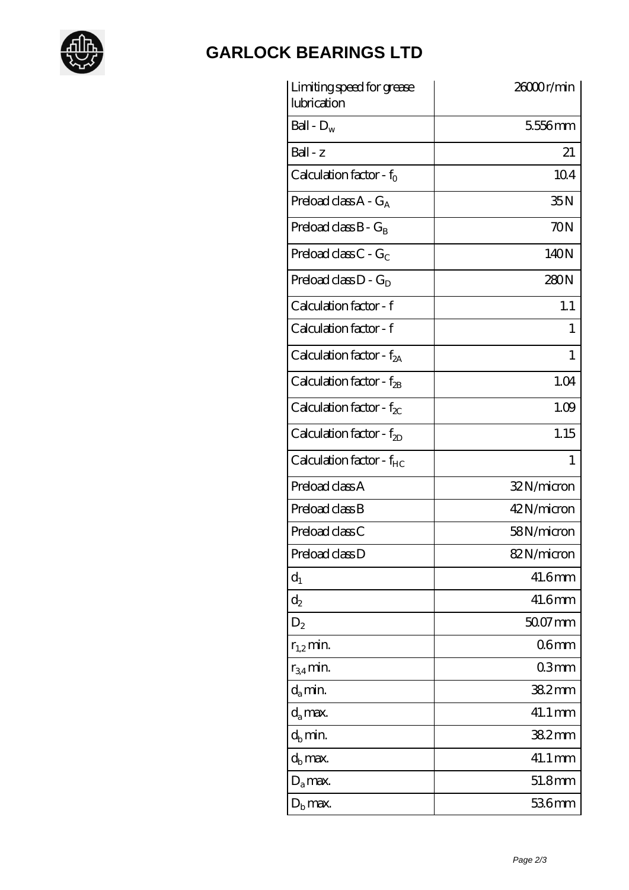# GARLOCK BEARINGS LTD

| | |
|---|---|
| Limiting speed for grease lubrication | 26000 r/min |
| Ball - $D_w$ | 5.556 mm |
| Ball - z | 21 |
| Calculation factor - $f_0$ | 10.4 |
| Preload class A - $G_A$ | 35 N |
| Preload class B - $G_B$ | 70 N |
| Preload class C - $G_C$ | 140 N |
| Preload class D - $G_D$ | 280 N |
| Calculation factor - f | 1.1 |
| Calculation factor - f | 1 |
| Calculation factor - $f_{2A}$ | 1 |
| Calculation factor - $f_{2B}$ | 1.04 |
| Calculation factor - $f_{2C}$ | 1.09 |
| Calculation factor - $f_{2D}$ | 1.15 |
| Calculation factor - $f_{HC}$ | 1 |
| Preload class A | 32 N/micron |
| Preload class B | 42 N/micron |
| Preload class C | 58 N/micron |
| Preload class D | 82 N/micron |
| $d_1$ | 41.6 mm |
| $d_2$ | 41.6 mm |
| $D_2$ | 50.07 mm |
| $r_{1,2}$ min. | 0.6 mm |
| $r_{3,4}$ min. | 0.3 mm |
| $d_a$ min. | 38.2 mm |
| $d_a$ max. | 41.1 mm |
| $d_b$ min. | 38.2 mm |
| $d_b$ max. | 41.1 mm |
| $D_a$ max. | 51.8 mm |
| $D_b$ max. | 53.6 mm |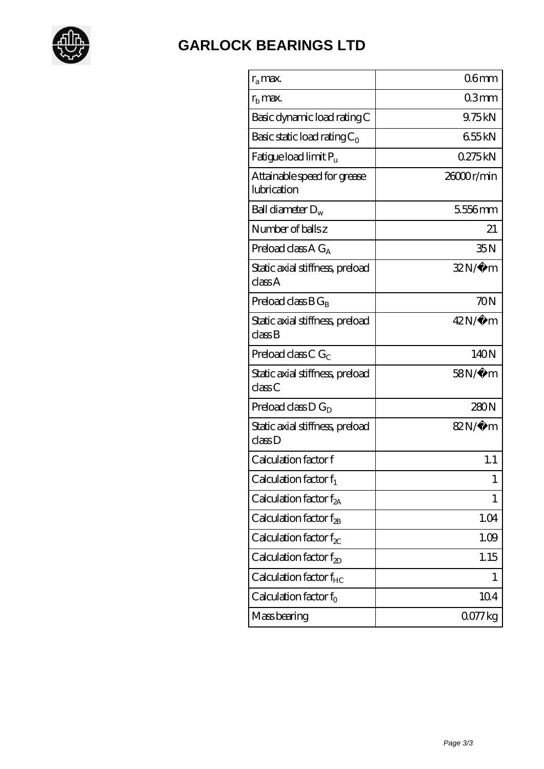# GARLOCK BEARINGS LTD

| | |
|---|---|
| $r_a$ max. | 0.6 mm |
| $r_b$ max. | 0.3 mm |
| Basic dynamic load rating C | 9.75 kN |
| Basic static load rating $C_0$ | 6.55 kN |
| Fatigue load limit $P_u$ | 0.275 kN |
| Attainable speed for grease lubrication | 26000 r/min |
| Ball diameter $D_w$ | 5.556 mm |
| Number of balls z | 21 |
| Preload class A $G_A$ | 35 N |
| Static axial stiffness, preload class A | 32 N/�m |
| Preload class B $G_B$ | 70 N |
| Static axial stiffness, preload class B | 42 N/�m |
| Preload class C $G_C$ | 140 N |
| Static axial stiffness, preload class C | 58 N/�m |
| Preload class D $G_D$ | 280 N |
| Static axial stiffness, preload class D | 82 N/�m |
| Calculation factor f | 1.1 |
| Calculation factor $f_1$ | 1 |
| Calculation factor $f_{2A}$ | 1 |
| Calculation factor $f_{2B}$ | 1.04 |
| Calculation factor $f_{2C}$ | 1.09 |
| Calculation factor $f_{2D}$ | 1.15 |
| Calculation factor $f_{HC}$ | 1 |
| Calculation factor $f_0$ | 10.4 |
| Mass bearing | 0.077 kg |